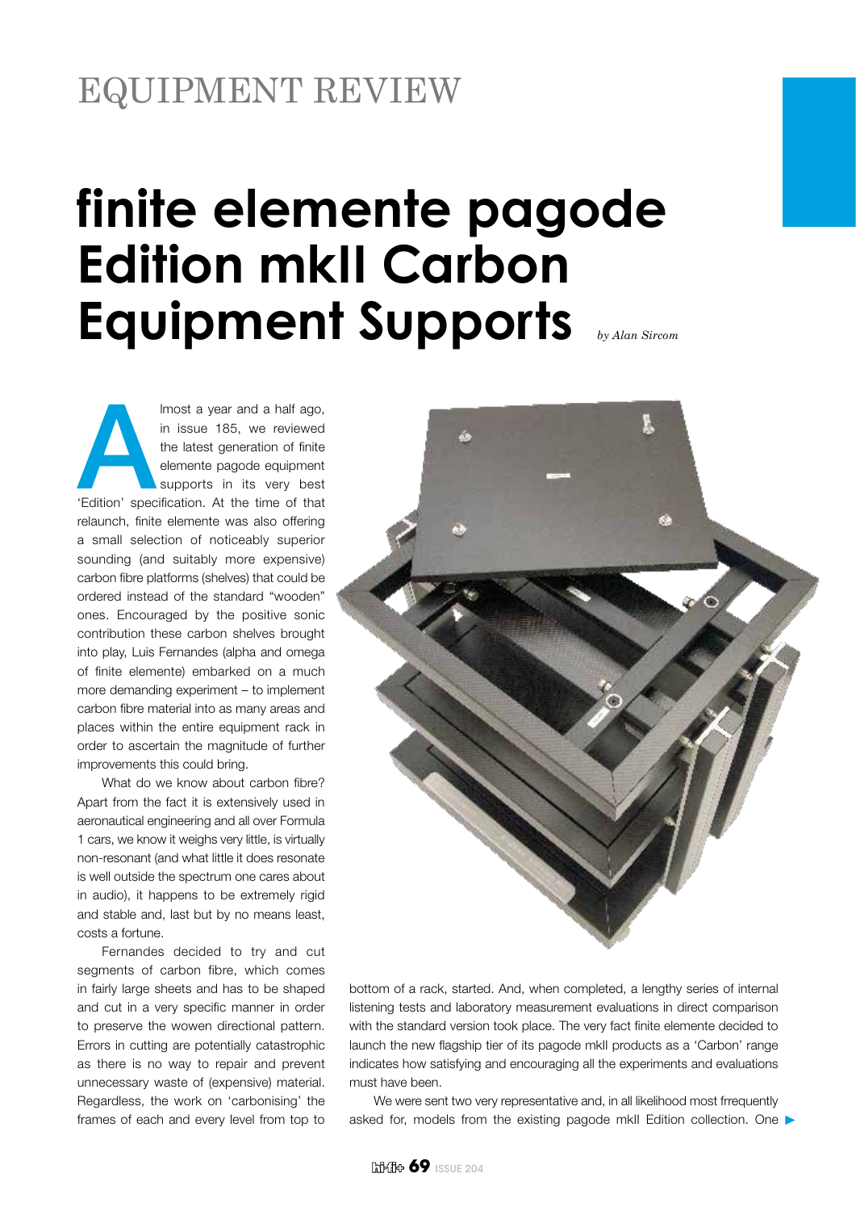EQUIPMENT REVIEW

# finite elemente pagode Edition mkII Carbon Equipment Supports

*by Alan Sircom*

Almost a year and a half ago, in issue 185, we reviewed the latest generation of finite elemente pagode equipment supports in its very best 'Edition' specification. At the time of that relaunch, finite elemente was also offering a small selection of noticeably superior sounding (and suitably more expensive) carbon fibre platforms (shelves) that could be ordered instead of the standard "wooden" ones. Encouraged by the positive sonic contribution these carbon shelves brought into play, Luis Fernandes (alpha and omega of finite elemente) embarked on a much more demanding experiment – to implement carbon fibre material into as many areas and places within the entire equipment rack in order to ascertain the magnitude of further improvements this could bring.

What do we know about carbon fibre? Apart from the fact it is extensively used in aeronautical engineering and all over Formula 1 cars, we know it weighs very little, is virtually non-resonant (and what little it does resonate is well outside the spectrum one cares about in audio), it happens to be extremely rigid and stable and, last but by no means least, costs a fortune.

Fernandes decided to try and cut segments of carbon fibre, which comes in fairly large sheets and has to be shaped and cut in a very specific manner in order to preserve the wowen directional pattern. Errors in cutting are potentially catastrophic as there is no way to repair and prevent unnecessary waste of (expensive) material. Regardless, the work on 'carbonising' the frames of each and every level from top to bottom of a rack, started. And, when completed, a lengthy series of internal listening tests and laboratory measurement evaluations in direct comparison with the standard version took place. The very fact finite elemente decided to launch the new flagship tier of its pagode mkII products as a 'Carbon' range indicates how satisfying and encouraging all the experiments and evaluations must have been.

We were sent two very representative and, in all likelihood most frrequently asked for, models from the existing pagode mkII Edition collection. One ▶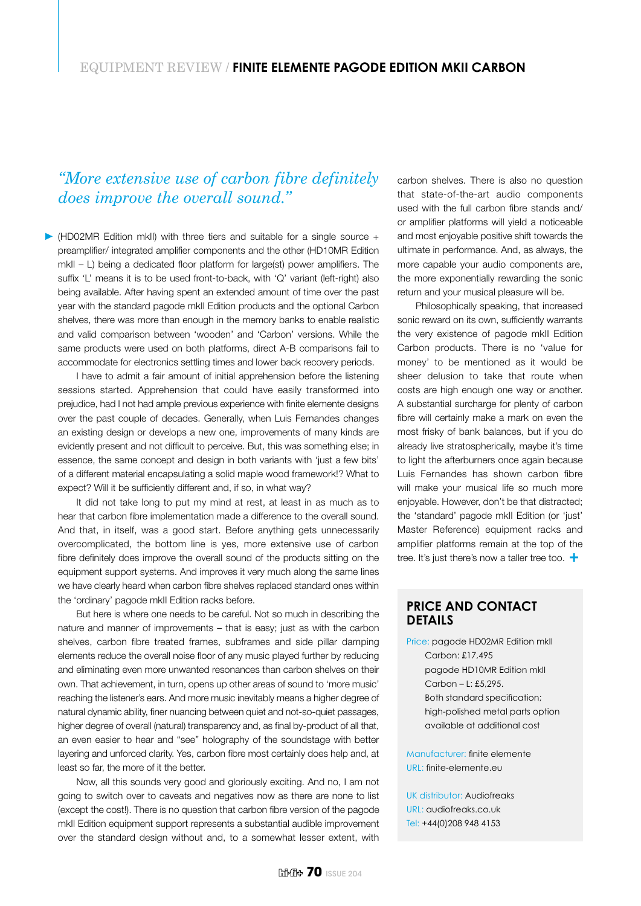*"More extensive use of carbon fibre definitely does improve the overall sound."*

(HD02MR Edition mkII) with three tiers and suitable for a single source + preamplifier/ integrated amplifier components and the other (HD10MR Edition mkII – L) being a dedicated floor platform for large(st) power amplifiers. The suffix 'L' means it is to be used front-to-back, with 'Q' variant (left-right) also being available. After having spent an extended amount of time over the past year with the standard pagode mkII Edition products and the optional Carbon shelves, there was more than enough in the memory banks to enable realistic and valid comparison between 'wooden' and 'Carbon' versions. While the same products were used on both platforms, direct A-B comparisons fail to accommodate for electronics settling times and lower back recovery periods.

I have to admit a fair amount of initial apprehension before the listening sessions started. Apprehension that could have easily transformed into prejudice, had I not had ample previous experience with finite elemente designs over the past couple of decades. Generally, when Luis Fernandes changes an existing design or develops a new one, improvements of many kinds are evidently present and not difficult to perceive. But, this was something else; in essence, the same concept and design in both variants with 'just a few bits' of a different material encapsulating a solid maple wood framework!? What to expect? Will it be sufficiently different and, if so, in what way?

It did not take long to put my mind at rest, at least in as much as to hear that carbon fibre implementation made a difference to the overall sound. And that, in itself, was a good start. Before anything gets unnecessarily overcomplicated, the bottom line is yes, more extensive use of carbon fibre definitely does improve the overall sound of the products sitting on the equipment support systems. And improves it very much along the same lines we have clearly heard when carbon fibre shelves replaced standard ones within the 'ordinary' pagode mkII Edition racks before.

But here is where one needs to be careful. Not so much in describing the nature and manner of improvements – that is easy; just as with the carbon shelves, carbon fibre treated frames, subframes and side pillar damping elements reduce the overall noise floor of any music played further by reducing and eliminating even more unwanted resonances than carbon shelves on their own. That achievement, in turn, opens up other areas of sound to 'more music' reaching the listener's ears. And more music inevitably means a higher degree of natural dynamic ability, finer nuancing between quiet and not-so-quiet passages, higher degree of overall (natural) transparency and, as final by-product of all that, an even easier to hear and "see" holography of the soundstage with better layering and unforced clarity. Yes, carbon fibre most certainly does help and, at least so far, the more of it the better.

Now, all this sounds very good and gloriously exciting. And no, I am not going to switch over to caveats and negatives now as there are none to list (except the cost!). There is no question that carbon fibre version of the pagode mkII Edition equipment support represents a substantial audible improvement over the standard design without and, to a somewhat lesser extent, with carbon shelves. There is also no question that state-of-the-art audio components used with the full carbon fibre stands and/ or amplifier platforms will yield a noticeable and most enjoyable positive shift towards the ultimate in performance. And, as always, the more capable your audio components are, the more exponentially rewarding the sonic return and your musical pleasure will be.

Philosophically speaking, that increased sonic reward on its own, sufficiently warrants the very existence of pagode mkII Edition Carbon products. There is no 'value for money' to be mentioned as it would be sheer delusion to take that route when costs are high enough one way or another. A substantial surcharge for plenty of carbon fibre will certainly make a mark on even the most frisky of bank balances, but if you do already live stratospherically, maybe it's time to light the afterburners once again because Luis Fernandes has shown carbon fibre will make your musical life so much more enjoyable. However, don't be that distracted; the 'standard' pagode mkII Edition (or 'just' Master Reference) equipment racks and amplifier platforms remain at the top of the tree. It's just there's now a taller tree too. +

## PRICE AND CONTACT DETAILS

Price: pagode HD02MR Edition mkII Carbon: £17,495
pagode HD10MR Edition mkII Carbon – L: £5,295.
Both standard specification; high-polished metal parts option available at additional cost

Manufacturer: finite elemente
URL: finite-elemente.eu

UK distributor: Audiofreaks
URL: audiofreaks.co.uk
Tel: +44(0)208 948 4153